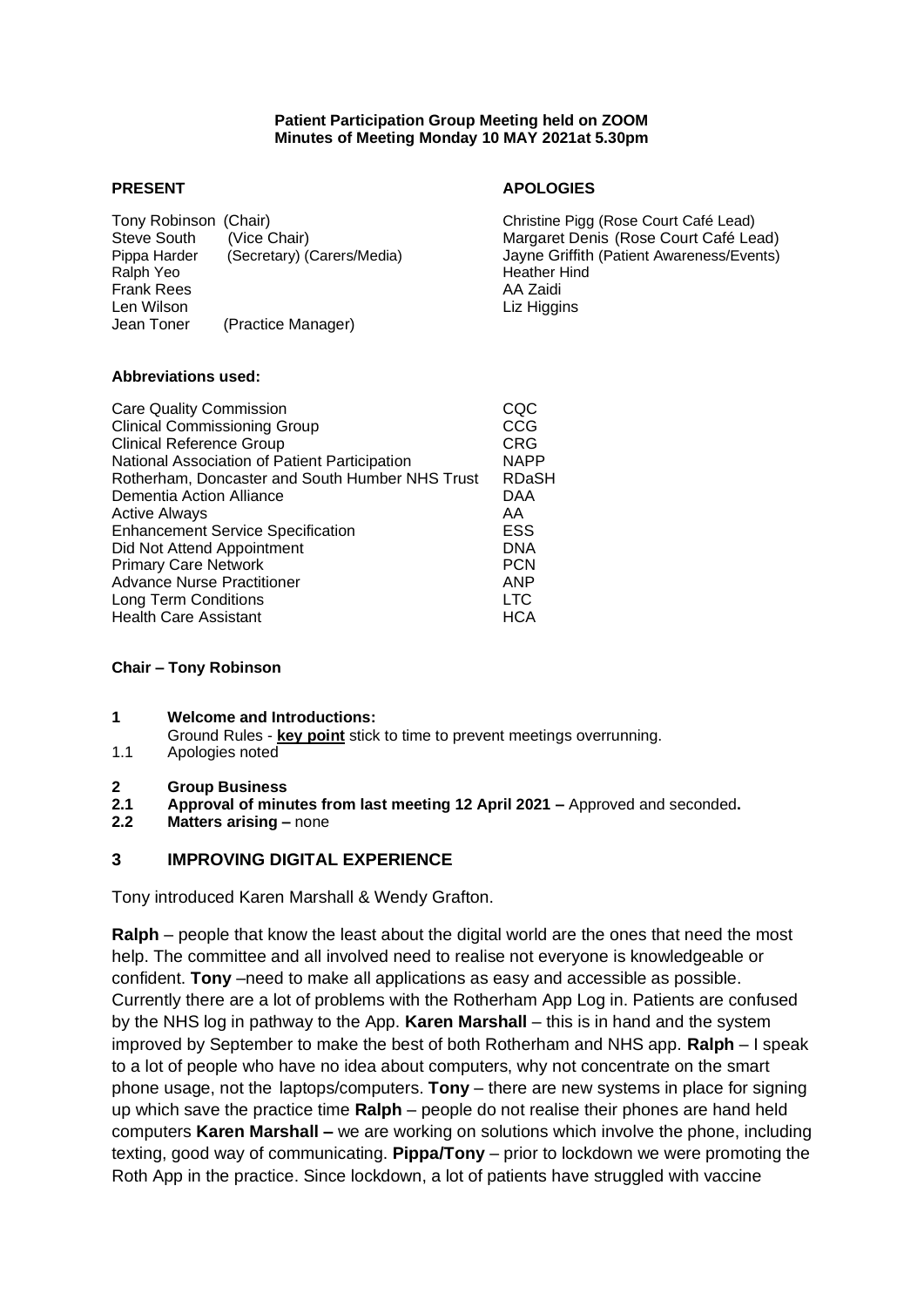**Patient Participation Group Meeting held on ZOOM**
**Minutes of Meeting Monday 10 MAY 2021at 5.30pm**

**PRESENT**

Tony Robinson (Chair)
Steve South (Vice Chair)
Pippa Harder (Secretary) (Carers/Media)
Ralph Yeo
Frank Rees
Len Wilson
Jean Toner (Practice Manager)

**APOLOGIES**

Christine Pigg (Rose Court Café Lead)
Margaret Denis (Rose Court Café Lead)
Jayne Griffith (Patient Awareness/Events)
Heather Hind
AA Zaidi
Liz Higgins

**Abbreviations used:**

| | |
|---|---|
| Care Quality Commission | CQC |
| Clinical Commissioning Group | CCG |
| Clinical Reference Group | CRG |
| National Association of Patient Participation | NAPP |
| Rotherham, Doncaster and South Humber NHS Trust | RDaSH |
| Dementia Action Alliance | DAA |
| Active Always | AA |
| Enhancement Service Specification | ESS |
| Did Not Attend Appointment | DNA |
| Primary Care Network | PCN |
| Advance Nurse Practitioner | ANP |
| Long Term Conditions | LTC |
| Health Care Assistant | HCA |

**Chair – Tony Robinson**

**1 Welcome and Introductions:**

Ground Rules - **key point** stick to time to prevent meetings overrunning.

1.1 Apologies noted

**2 Group Business**

**2.1 Approval of minutes from last meeting 12 April 2021 –** Approved and seconded**.**

**2.2 Matters arising –** none

## 3 IMPROVING DIGITAL EXPERIENCE

Tony introduced Karen Marshall & Wendy Grafton.

**Ralph** – people that know the least about the digital world are the ones that need the most help. The committee and all involved need to realise not everyone is knowledgeable or confident. **Tony** –need to make all applications as easy and accessible as possible. Currently there are a lot of problems with the Rotherham App Log in. Patients are confused by the NHS log in pathway to the App. **Karen Marshall** – this is in hand and the system improved by September to make the best of both Rotherham and NHS app. **Ralph** – I speak to a lot of people who have no idea about computers, why not concentrate on the smart phone usage, not the laptops/computers. **Tony** – there are new systems in place for signing up which save the practice time **Ralph** – people do not realise their phones are hand held computers **Karen Marshall –** we are working on solutions which involve the phone, including texting, good way of communicating. **Pippa/Tony** – prior to lockdown we were promoting the Roth App in the practice. Since lockdown, a lot of patients have struggled with vaccine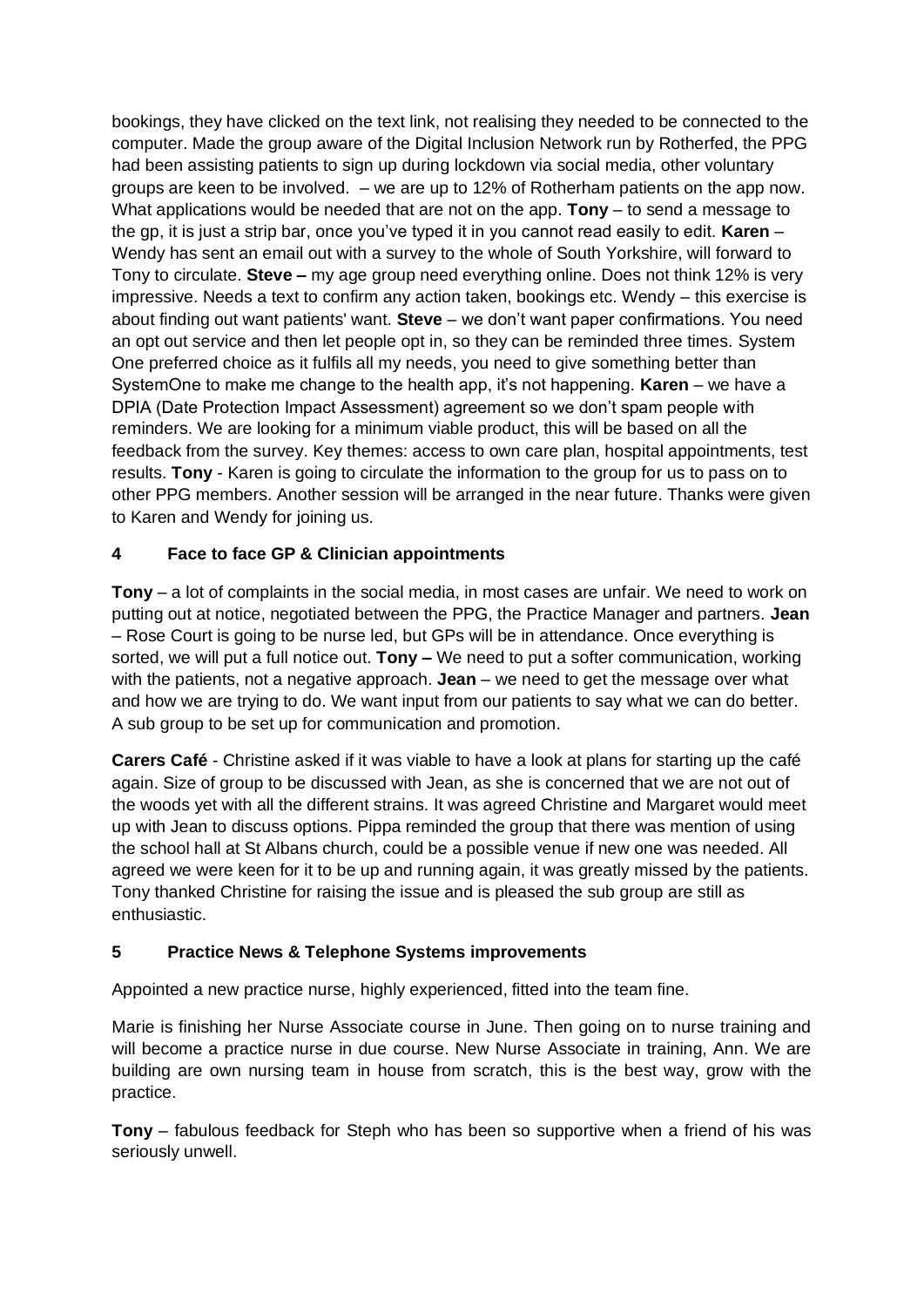bookings, they have clicked on the text link, not realising they needed to be connected to the computer. Made the group aware of the Digital Inclusion Network run by Rotherfed, the PPG had been assisting patients to sign up during lockdown via social media, other voluntary groups are keen to be involved. – we are up to 12% of Rotherham patients on the app now. What applications would be needed that are not on the app. **Tony** – to send a message to the gp, it is just a strip bar, once you've typed it in you cannot read easily to edit. **Karen** – Wendy has sent an email out with a survey to the whole of South Yorkshire, will forward to Tony to circulate. **Steve –** my age group need everything online. Does not think 12% is very impressive. Needs a text to confirm any action taken, bookings etc. Wendy – this exercise is about finding out want patients' want. **Steve** – we don't want paper confirmations. You need an opt out service and then let people opt in, so they can be reminded three times. System One preferred choice as it fulfils all my needs, you need to give something better than SystemOne to make me change to the health app, it's not happening. **Karen** – we have a DPIA (Date Protection Impact Assessment) agreement so we don't spam people with reminders. We are looking for a minimum viable product, this will be based on all the feedback from the survey. Key themes: access to own care plan, hospital appointments, test results. **Tony** - Karen is going to circulate the information to the group for us to pass on to other PPG members. Another session will be arranged in the near future. Thanks were given to Karen and Wendy for joining us.

## 4 Face to face GP & Clinician appointments

**Tony** – a lot of complaints in the social media, in most cases are unfair. We need to work on putting out at notice, negotiated between the PPG, the Practice Manager and partners. **Jean** – Rose Court is going to be nurse led, but GPs will be in attendance. Once everything is sorted, we will put a full notice out. **Tony –** We need to put a softer communication, working with the patients, not a negative approach. **Jean** – we need to get the message over what and how we are trying to do. We want input from our patients to say what we can do better. A sub group to be set up for communication and promotion.

**Carers Café** - Christine asked if it was viable to have a look at plans for starting up the café again. Size of group to be discussed with Jean, as she is concerned that we are not out of the woods yet with all the different strains. It was agreed Christine and Margaret would meet up with Jean to discuss options. Pippa reminded the group that there was mention of using the school hall at St Albans church, could be a possible venue if new one was needed. All agreed we were keen for it to be up and running again, it was greatly missed by the patients. Tony thanked Christine for raising the issue and is pleased the sub group are still as enthusiastic.

## 5 Practice News & Telephone Systems improvements

Appointed a new practice nurse, highly experienced, fitted into the team fine.

Marie is finishing her Nurse Associate course in June. Then going on to nurse training and will become a practice nurse in due course. New Nurse Associate in training, Ann. We are building are own nursing team in house from scratch, this is the best way, grow with the practice.

**Tony** – fabulous feedback for Steph who has been so supportive when a friend of his was seriously unwell.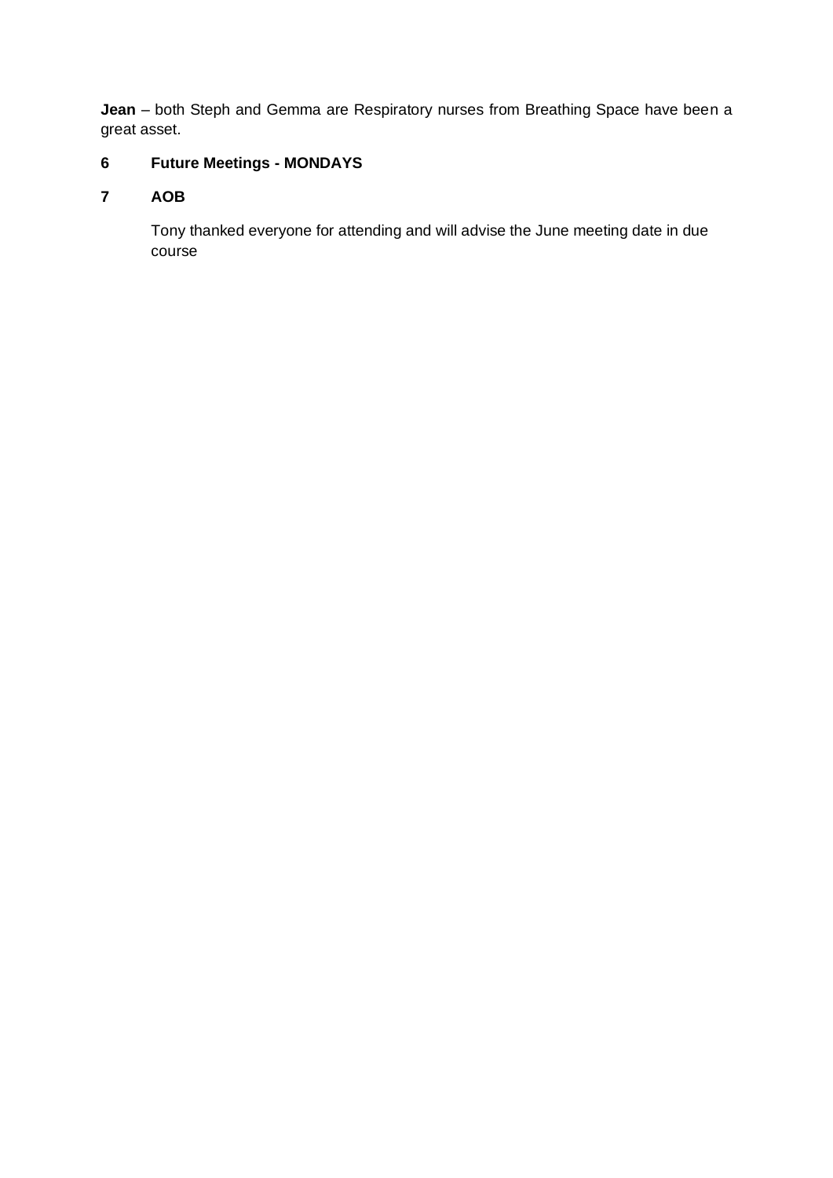**Jean** – both Steph and Gemma are Respiratory nurses from Breathing Space have been a great asset.

## 6 Future Meetings - MONDAYS

## 7 AOB

Tony thanked everyone for attending and will advise the June meeting date in due course